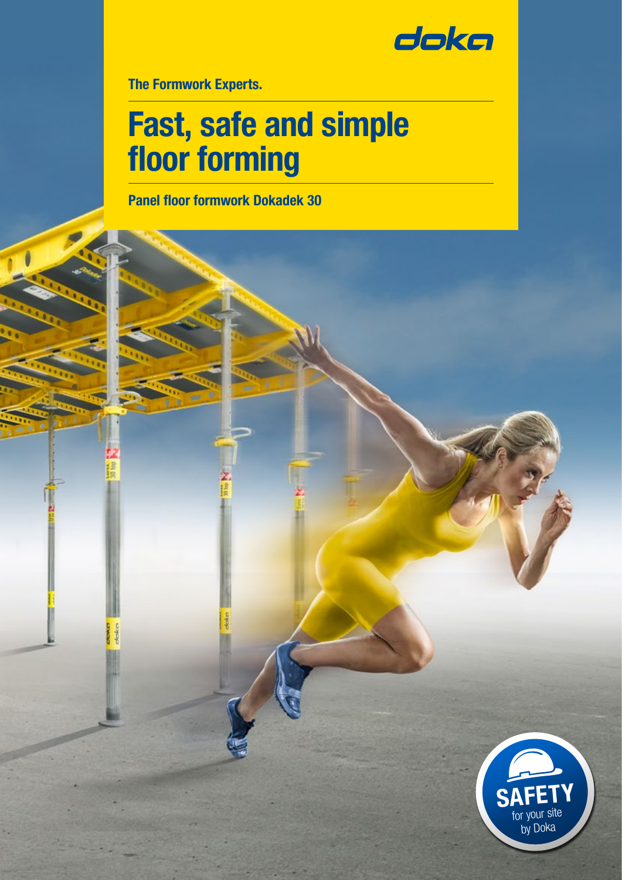doka

**The Formwork Experts.**

# Fast, safe and simple floor forming

**Panel floor formwork Dokadek 30**

SAFETY for your site by Doka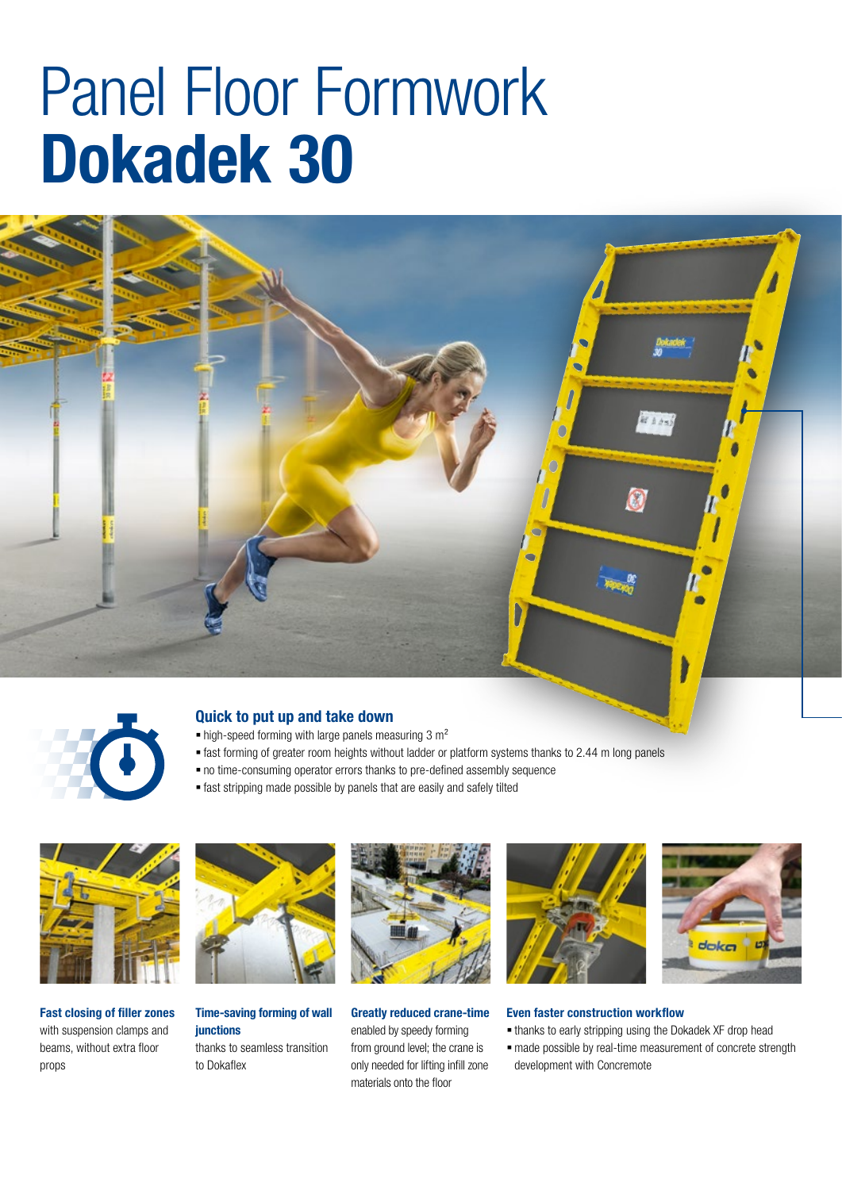# Panel Floor Formwork **Dokadek 30**

## Quick to put up and take down

- high-speed forming with large panels measuring 3 m²
- fast forming of greater room heights without ladder or platform systems thanks to 2.44 m long panels
- no time-consuming operator errors thanks to pre-defined assembly sequence
- fast stripping made possible by panels that are easily and safely tilted

**Fast closing of filler zones** with suspension clamps and beams, without extra floor props

**Time-saving forming of wall junctions** thanks to seamless transition to Dokaflex

**Greatly reduced crane-time** enabled by speedy forming from ground level; the crane is only needed for lifting infill zone materials onto the floor

**Even faster construction workflow**

- thanks to early stripping using the Dokadek XF drop head
- made possible by real-time measurement of concrete strength development with Concremote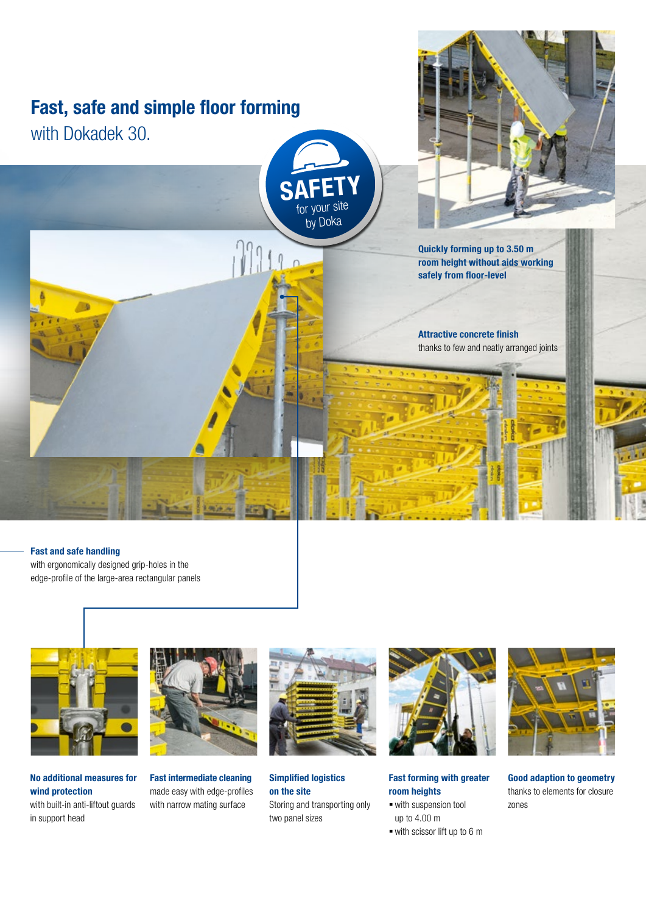# Fast, safe and simple floor forming

with Dokadek 30.

SAFETY for your site by Doka

**Quickly forming up to 3.50 m room height without aids working safely from floor-level**

**Attractive concrete finish** thanks to few and neatly arranged joints

**Fast and safe handling** with ergonomically designed grip-holes in the edge-profile of the large-area rectangular panels

**No additional measures for wind protection** with built-in anti-liftout guards in support head

**Fast intermediate cleaning** made easy with edge-profiles with narrow mating surface

**Simplified logistics on the site** Storing and transporting only two panel sizes

**Fast forming with greater room heights**

- with suspension tool up to 4.00 m
- with scissor lift up to 6 m

**Good adaption to geometry** thanks to elements for closure zones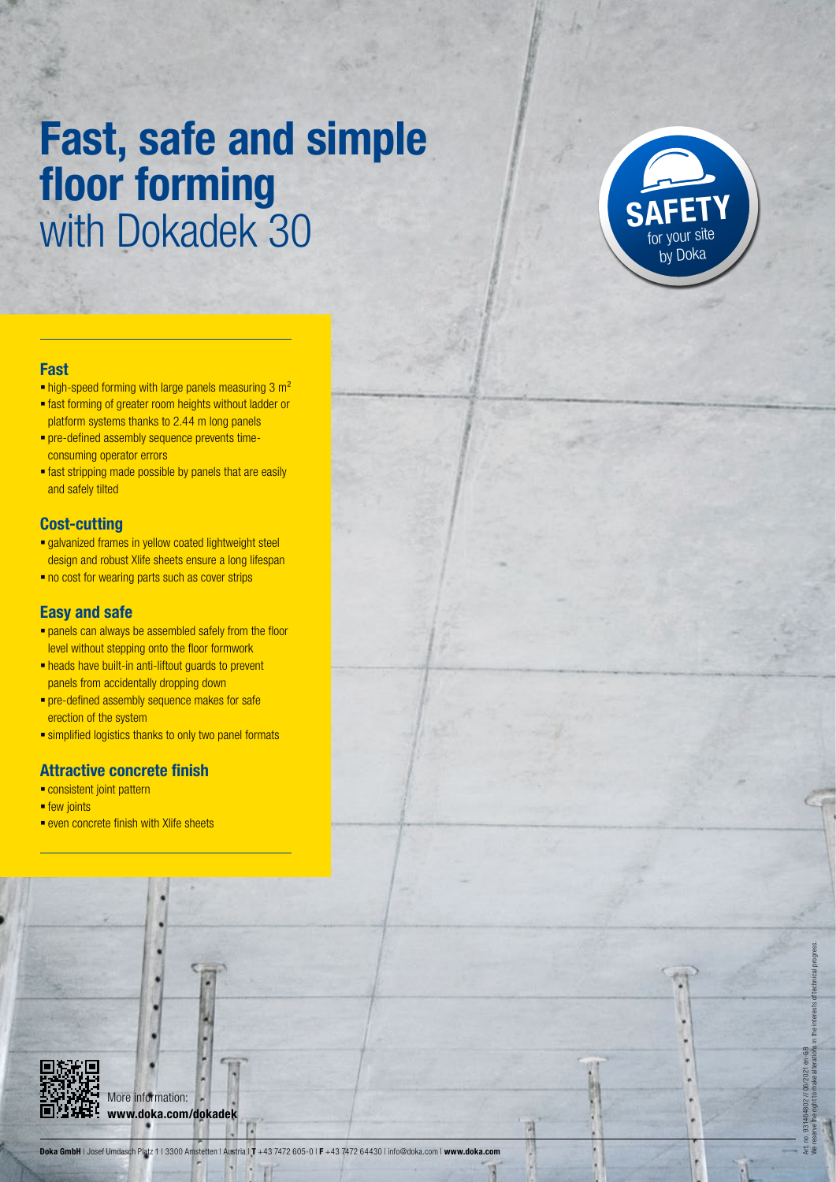# Fast, safe and simple floor forming with Dokadek 30

SAFETY for your site by Doka

### Fast

- high-speed forming with large panels measuring 3 m$^2$
- fast forming of greater room heights without ladder or platform systems thanks to 2.44 m long panels
- pre-defined assembly sequence prevents time-consuming operator errors
- fast stripping made possible by panels that are easily and safely tilted

### Cost-cutting

- galvanized frames in yellow coated lightweight steel design and robust Xlife sheets ensure a long lifespan
- no cost for wearing parts such as cover strips

### Easy and safe

- panels can always be assembled safely from the floor level without stepping onto the floor formwork
- heads have built-in anti-liftout guards to prevent panels from accidentally dropping down
- pre-defined assembly sequence makes for safe erection of the system
- simplified logistics thanks to only two panel formats

### Attractive concrete finish

- consistent joint pattern
- few joints
- even concrete finish with Xlife sheets

More information:
**www.doka.com/dokadek**

Art. no. 931468802 // 06/2021 en-GB
We reserve the right to make alterations in the interests of technical progress.

**Doka GmbH** | Josef Umdasch Platz 1 | 3300 Amstetten | Austria | **T** +43 7472 605-0 | **F** +43 7472 64430 | info@doka.com | **www.doka.com**